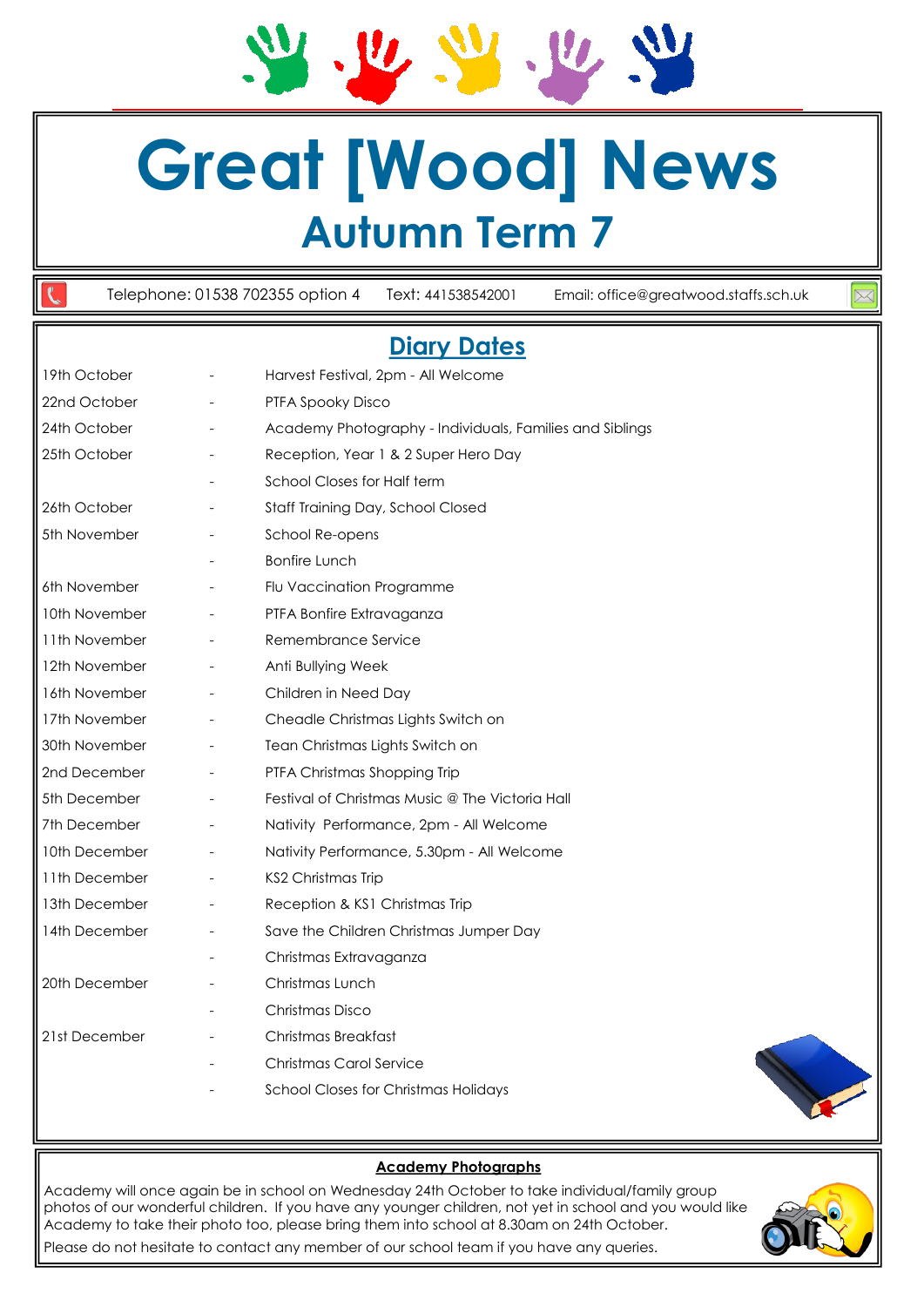# Great [Wood] News

## Autumn Term 7

Telephone: 01538 702355 option 4 Text: 441538542001 Email: office@greatwood.staffs.sch.uk

## Diary Dates

| | | |
|---|---|---|
| 19th October | - | Harvest Festival, 2pm - All Welcome |
| 22nd October | - | PTFA Spooky Disco |
| 24th October | - | Academy Photography - Individuals, Families and Siblings |
| 25th October | - | Reception, Year 1 & 2 Super Hero Day |
| | - | School Closes for Half term |
| 26th October | - | Staff Training Day, School Closed |
| 5th November | - | School Re-opens |
| | - | Bonfire Lunch |
| 6th November | - | Flu Vaccination Programme |
| 10th November | - | PTFA Bonfire Extravaganza |
| 11th November | - | Remembrance Service |
| 12th November | - | Anti Bullying Week |
| 16th November | - | Children in Need Day |
| 17th November | - | Cheadle Christmas Lights Switch on |
| 30th November | - | Tean Christmas Lights Switch on |
| 2nd December | - | PTFA Christmas Shopping Trip |
| 5th December | - | Festival of Christmas Music @ The Victoria Hall |
| 7th December | - | Nativity Performance, 2pm - All Welcome |
| 10th December | - | Nativity Performance, 5.30pm - All Welcome |
| 11th December | - | KS2 Christmas Trip |
| 13th December | - | Reception & KS1 Christmas Trip |
| 14th December | - | Save the Children Christmas Jumper Day |
| | - | Christmas Extravaganza |
| 20th December | - | Christmas Lunch |
| | - | Christmas Disco |
| 21st December | - | Christmas Breakfast |
| | - | Christmas Carol Service |
| | - | School Closes for Christmas Holidays |

### Academy Photographs

Academy will once again be in school on Wednesday 24th October to take individual/family group photos of our wonderful children. If you have any younger children, not yet in school and you would like Academy to take their photo too, please bring them into school at 8.30am on 24th October.

Please do not hesitate to contact any member of our school team if you have any queries.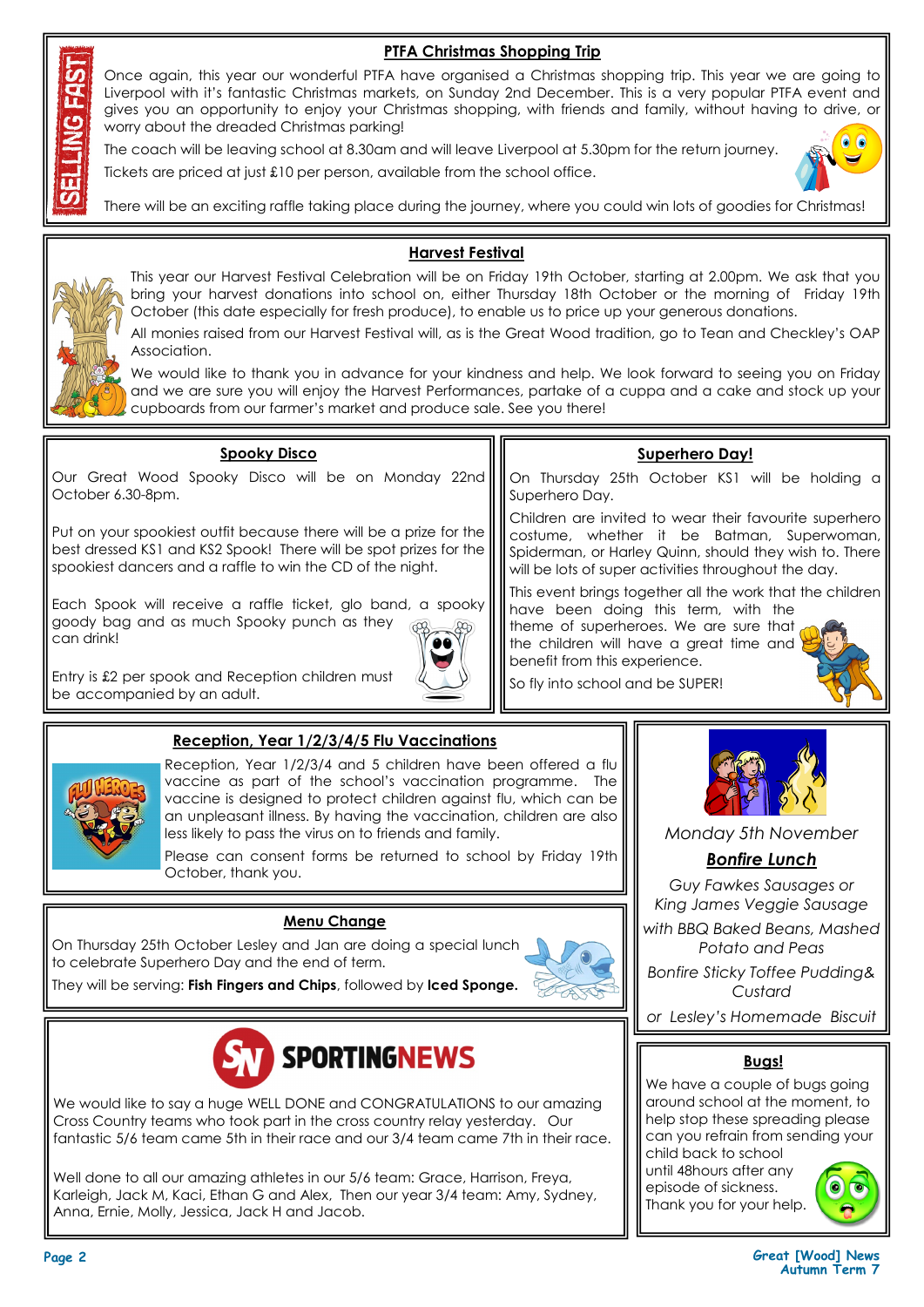## PTFA Christmas Shopping Trip

Once again, this year our wonderful PTFA have organised a Christmas shopping trip. This year we are going to Liverpool with it's fantastic Christmas markets, on Sunday 2nd December. This is a very popular PTFA event and gives you an opportunity to enjoy your Christmas shopping, with friends and family, without having to drive, or worry about the dreaded Christmas parking!

The coach will be leaving school at 8.30am and will leave Liverpool at 5.30pm for the return journey.

Tickets are priced at just £10 per person, available from the school office.

There will be an exciting raffle taking place during the journey, where you could win lots of goodies for Christmas!

## Harvest Festival

This year our Harvest Festival Celebration will be on Friday 19th October, starting at 2.00pm. We ask that you bring your harvest donations into school on, either Thursday 18th October or the morning of Friday 19th October (this date especially for fresh produce), to enable us to price up your generous donations.

All monies raised from our Harvest Festival will, as is the Great Wood tradition, go to Tean and Checkley's OAP Association.

We would like to thank you in advance for your kindness and help. We look forward to seeing you on Friday and we are sure you will enjoy the Harvest Performances, partake of a cuppa and a cake and stock up your cupboards from our farmer's market and produce sale. See you there!

## Spooky Disco

Our Great Wood Spooky Disco will be on Monday 22nd October 6.30-8pm.

Put on your spookiest outfit because there will be a prize for the best dressed KS1 and KS2 Spook! There will be spot prizes for the spookiest dancers and a raffle to win the CD of the night.

Each Spook will receive a raffle ticket, glo band, a spooky goody bag and as much Spooky punch as they can drink!

Entry is £2 per spook and Reception children must be accompanied by an adult.

## Superhero Day!

On Thursday 25th October KS1 will be holding a Superhero Day.

Children are invited to wear their favourite superhero costume, whether it be Batman, Superwoman, Spiderman, or Harley Quinn, should they wish to. There will be lots of super activities throughout the day.

This event brings together all the work that the children have been doing this term, with the theme of superheroes. We are sure that the children will have a great time and benefit from this experience.

So fly into school and be SUPER!

## Reception, Year 1/2/3/4/5 Flu Vaccinations

Reception, Year 1/2/3/4 and 5 children have been offered a flu vaccine as part of the school's vaccination programme. The vaccine is designed to protect children against flu, which can be an unpleasant illness. By having the vaccination, children are also less likely to pass the virus on to friends and family.

Please can consent forms be returned to school by Friday 19th October, thank you.

## Menu Change

On Thursday 25th October Lesley and Jan are doing a special lunch to celebrate Superhero Day and the end of term.

They will be serving: **Fish Fingers and Chips**, followed by **Iced Sponge.**

*Monday 5th November*

## ***Bonfire Lunch***

*Guy Fawkes Sausages or King James Veggie Sausage*

*with BBQ Baked Beans, Mashed Potato and Peas*

*Bonfire Sticky Toffee Pudding& Custard*

*or Lesley's Homemade Biscuit*

## SPORTING NEWS

We would like to say a huge WELL DONE and CONGRATULATIONS to our amazing Cross Country teams who took part in the cross country relay yesterday. Our fantastic 5/6 team came 5th in their race and our 3/4 team came 7th in their race.

Well done to all our amazing athletes in our 5/6 team: Grace, Harrison, Freya, Karleigh, Jack M, Kaci, Ethan G and Alex, Then our year 3/4 team: Amy, Sydney, Anna, Ernie, Molly, Jessica, Jack H and Jacob.

## Bugs!

We have a couple of bugs going around school at the moment, to help stop these spreading please can you refrain from sending your child back to school until 48hours after any episode of sickness. Thank you for your help.